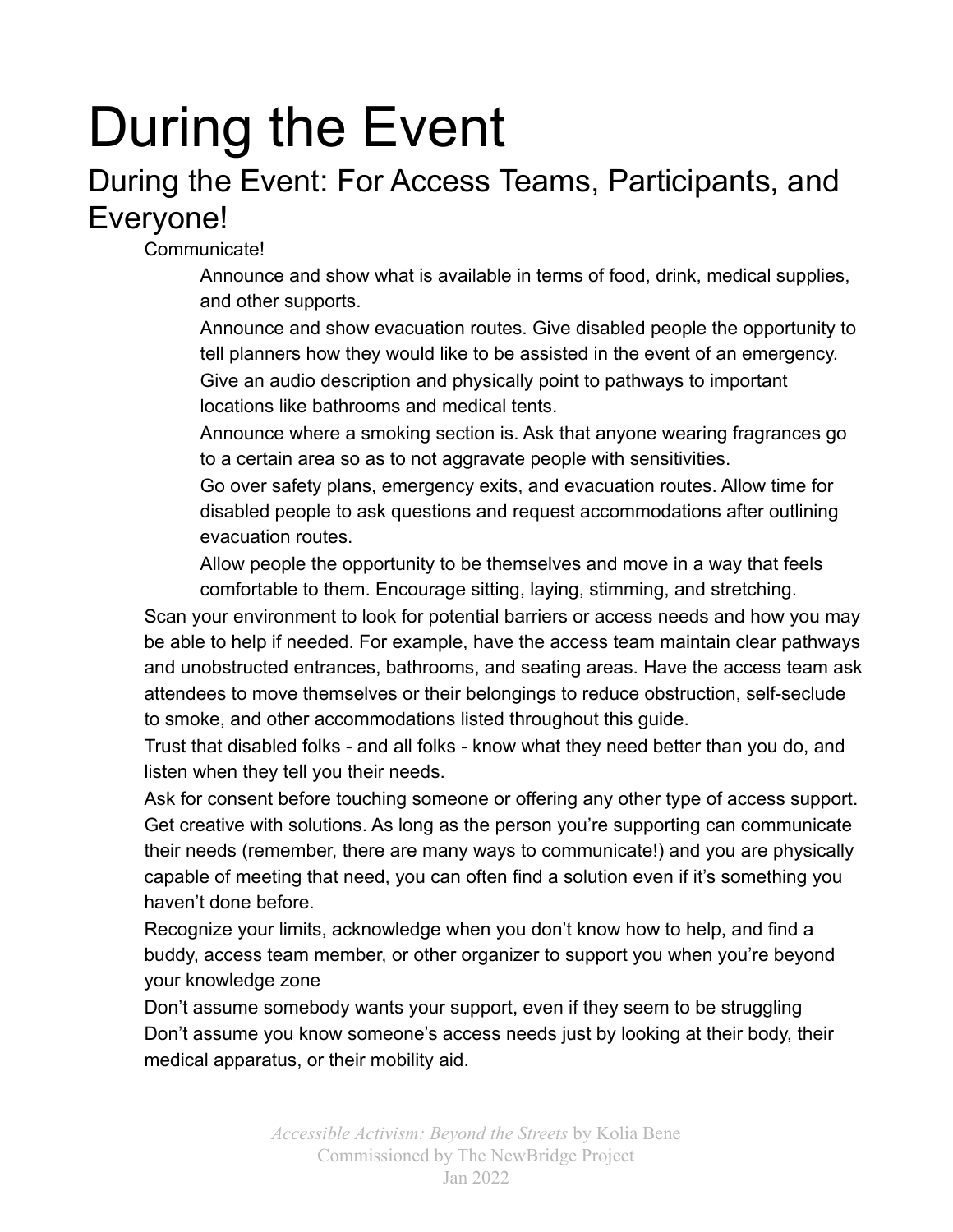# During the Event

## During the Event: For Access Teams, Participants, and Everyone!

- Communicate!
  - Announce and show what is available in terms of food, drink, medical supplies, and other supports.
  - Announce and show evacuation routes. Give disabled people the opportunity to tell planners how they would like to be assisted in the event of an emergency.
  - Give an audio description and physically point to pathways to important locations like bathrooms and medical tents.
  - Announce where a smoking section is. Ask that anyone wearing fragrances go to a certain area so as to not aggravate people with sensitivities.
  - Go over safety plans, emergency exits, and evacuation routes. Allow time for disabled people to ask questions and request accommodations after outlining evacuation routes.
  - Allow people the opportunity to be themselves and move in a way that feels comfortable to them. Encourage sitting, laying, stimming, and stretching.
- Scan your environment to look for potential barriers or access needs and how you may be able to help if needed. For example, have the access team maintain clear pathways and unobstructed entrances, bathrooms, and seating areas. Have the access team ask attendees to move themselves or their belongings to reduce obstruction, self-seclude to smoke, and other accommodations listed throughout this guide.
- Trust that disabled folks - and all folks - know what they need better than you do, and listen when they tell you their needs.
- Ask for consent before touching someone or offering any other type of access support.
- Get creative with solutions. As long as the person you're supporting can communicate their needs (remember, there are many ways to communicate!) and you are physically capable of meeting that need, you can often find a solution even if it's something you haven't done before.
- Recognize your limits, acknowledge when you don't know how to help, and find a buddy, access team member, or other organizer to support you when you're beyond your knowledge zone
- Don't assume somebody wants your support, even if they seem to be struggling
- Don't assume you know someone's access needs just by looking at their body, their medical apparatus, or their mobility aid.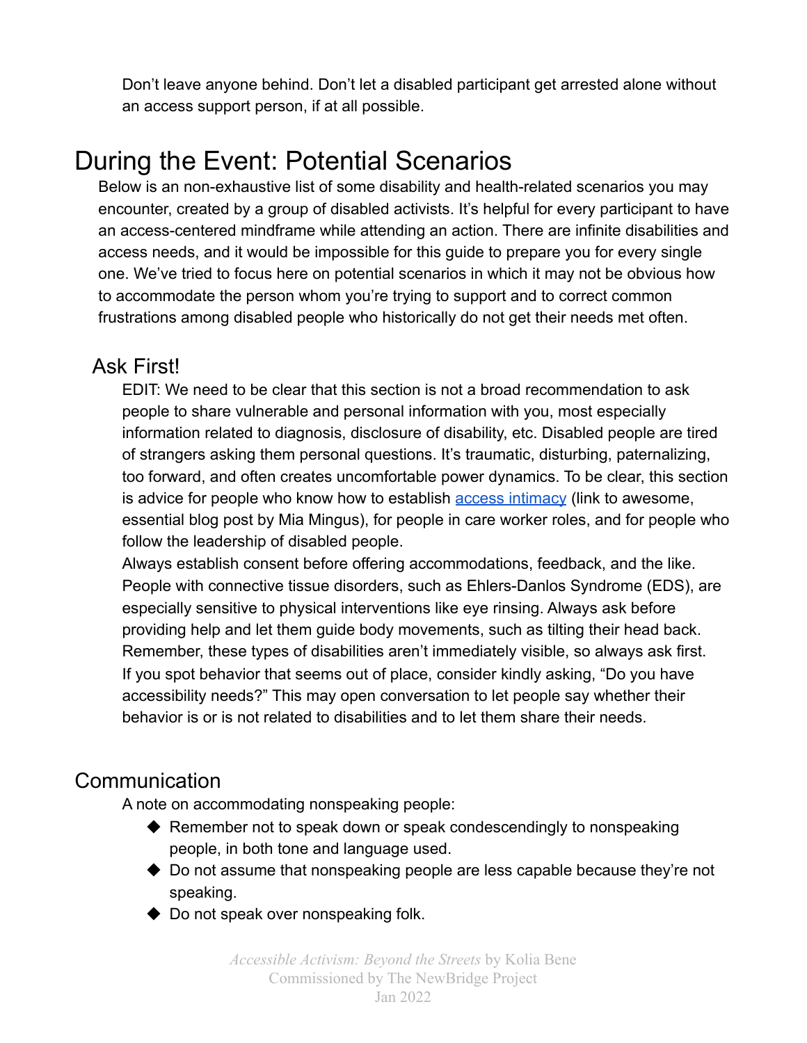Don't leave anyone behind. Don't let a disabled participant get arrested alone without an access support person, if at all possible.

# During the Event: Potential Scenarios

Below is an non-exhaustive list of some disability and health-related scenarios you may encounter, created by a group of disabled activists. It's helpful for every participant to have an access-centered mindframe while attending an action. There are infinite disabilities and access needs, and it would be impossible for this guide to prepare you for every single one. We've tried to focus here on potential scenarios in which it may not be obvious how to accommodate the person whom you're trying to support and to correct common frustrations among disabled people who historically do not get their needs met often.

### Ask First!

EDIT: We need to be clear that this section is not a broad recommendation to ask people to share vulnerable and personal information with you, most especially information related to diagnosis, disclosure of disability, etc. Disabled people are tired of strangers asking them personal questions. It's traumatic, disturbing, paternalizing, too forward, and often creates uncomfortable power dynamics. To be clear, this section is advice for people who know how to establish access intimacy (link to awesome, essential blog post by Mia Mingus), for people in care worker roles, and for people who follow the leadership of disabled people.

Always establish consent before offering accommodations, feedback, and the like. People with connective tissue disorders, such as Ehlers-Danlos Syndrome (EDS), are especially sensitive to physical interventions like eye rinsing. Always ask before providing help and let them guide body movements, such as tilting their head back. Remember, these types of disabilities aren't immediately visible, so always ask first. If you spot behavior that seems out of place, consider kindly asking, "Do you have accessibility needs?" This may open conversation to let people say whether their behavior is or is not related to disabilities and to let them share their needs.

## Communication

A note on accommodating nonspeaking people:

- Remember not to speak down or speak condescendingly to nonspeaking people, in both tone and language used.
- Do not assume that nonspeaking people are less capable because they're not speaking.
- Do not speak over nonspeaking folk.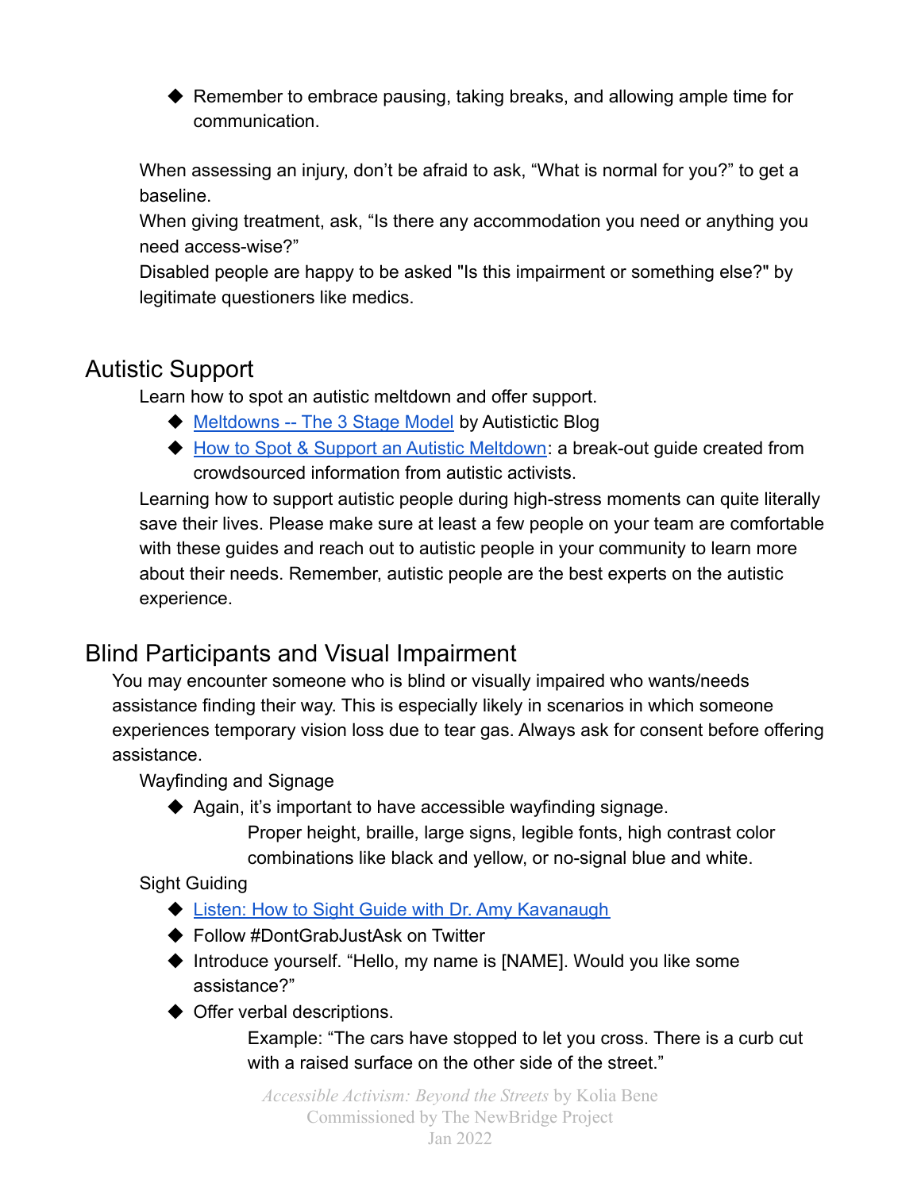- Remember to embrace pausing, taking breaks, and allowing ample time for communication.

When assessing an injury, don't be afraid to ask, "What is normal for you?" to get a baseline.
When giving treatment, ask, "Is there any accommodation you need or anything you need access-wise?"
Disabled people are happy to be asked "Is this impairment or something else?" by legitimate questioners like medics.

## Autistic Support

Learn how to spot an autistic meltdown and offer support.

- Meltdowns -- The 3 Stage Model by Autistictic Blog
- How to Spot & Support an Autistic Meltdown: a break-out guide created from crowdsourced information from autistic activists.

Learning how to support autistic people during high-stress moments can quite literally save their lives. Please make sure at least a few people on your team are comfortable with these guides and reach out to autistic people in your community to learn more about their needs. Remember, autistic people are the best experts on the autistic experience.

## Blind Participants and Visual Impairment

You may encounter someone who is blind or visually impaired who wants/needs assistance finding their way. This is especially likely in scenarios in which someone experiences temporary vision loss due to tear gas. Always ask for consent before offering assistance.

Wayfinding and Signage

- Again, it's important to have accessible wayfinding signage.
  Proper height, braille, large signs, legible fonts, high contrast color combinations like black and yellow, or no-signal blue and white.

Sight Guiding

- Listen: How to Sight Guide with Dr. Amy Kavanaugh
- Follow #DontGrabJustAsk on Twitter
- Introduce yourself. "Hello, my name is [NAME]. Would you like some assistance?"
- Offer verbal descriptions.
  Example: "The cars have stopped to let you cross. There is a curb cut with a raised surface on the other side of the street."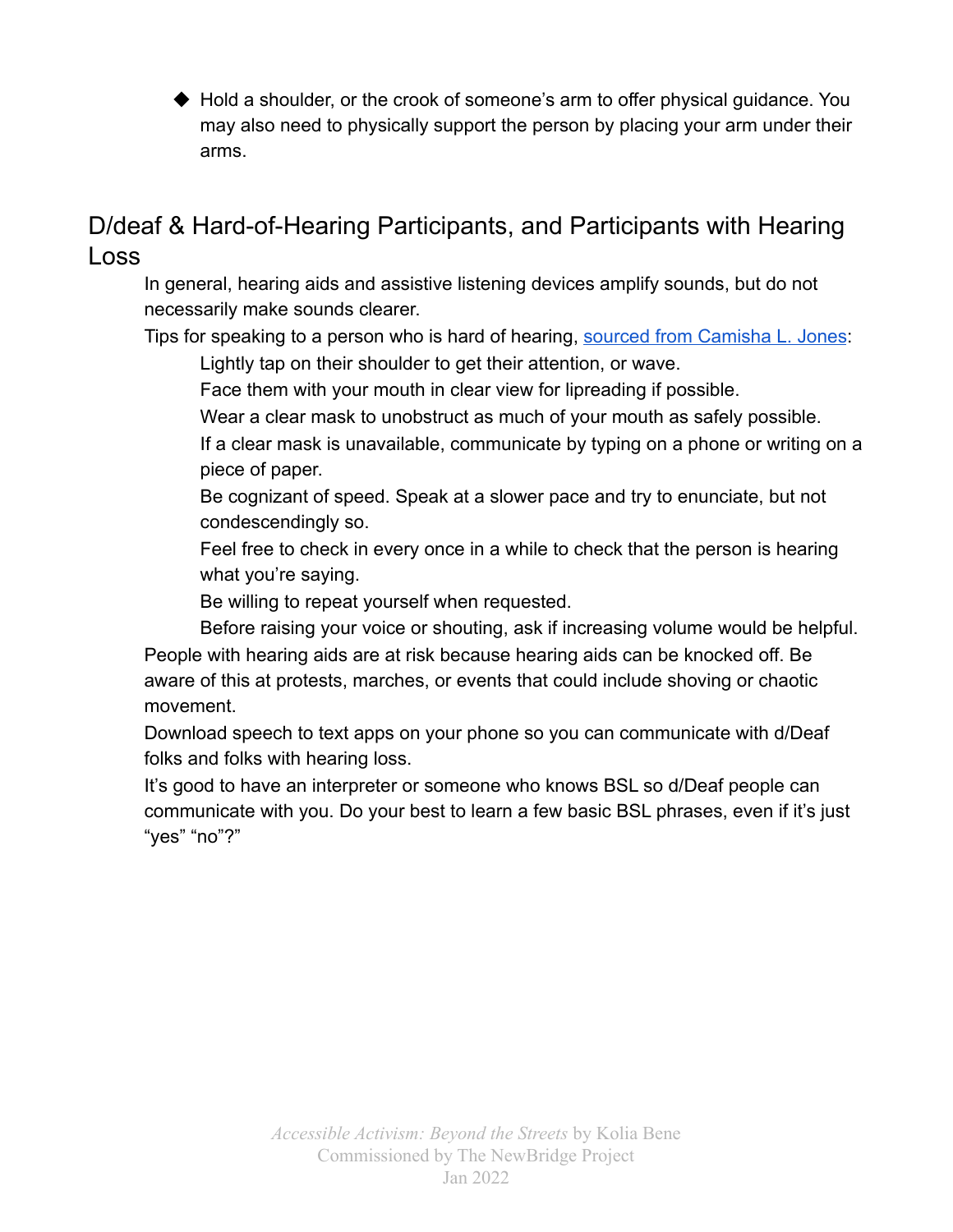- Hold a shoulder, or the crook of someone's arm to offer physical guidance. You may also need to physically support the person by placing your arm under their arms.

## D/deaf & Hard-of-Hearing Participants, and Participants with Hearing Loss

In general, hearing aids and assistive listening devices amplify sounds, but do not necessarily make sounds clearer.

Tips for speaking to a person who is hard of hearing, [sourced from Camisha L. Jones]():

Lightly tap on their shoulder to get their attention, or wave.

Face them with your mouth in clear view for lipreading if possible.

Wear a clear mask to unobstruct as much of your mouth as safely possible.

If a clear mask is unavailable, communicate by typing on a phone or writing on a piece of paper.

Be cognizant of speed. Speak at a slower pace and try to enunciate, but not condescendingly so.

Feel free to check in every once in a while to check that the person is hearing what you're saying.

Be willing to repeat yourself when requested.

Before raising your voice or shouting, ask if increasing volume would be helpful.

People with hearing aids are at risk because hearing aids can be knocked off. Be aware of this at protests, marches, or events that could include shoving or chaotic movement.

Download speech to text apps on your phone so you can communicate with d/Deaf folks and folks with hearing loss.

It's good to have an interpreter or someone who knows BSL so d/Deaf people can communicate with you. Do your best to learn a few basic BSL phrases, even if it's just "yes" "no"?"